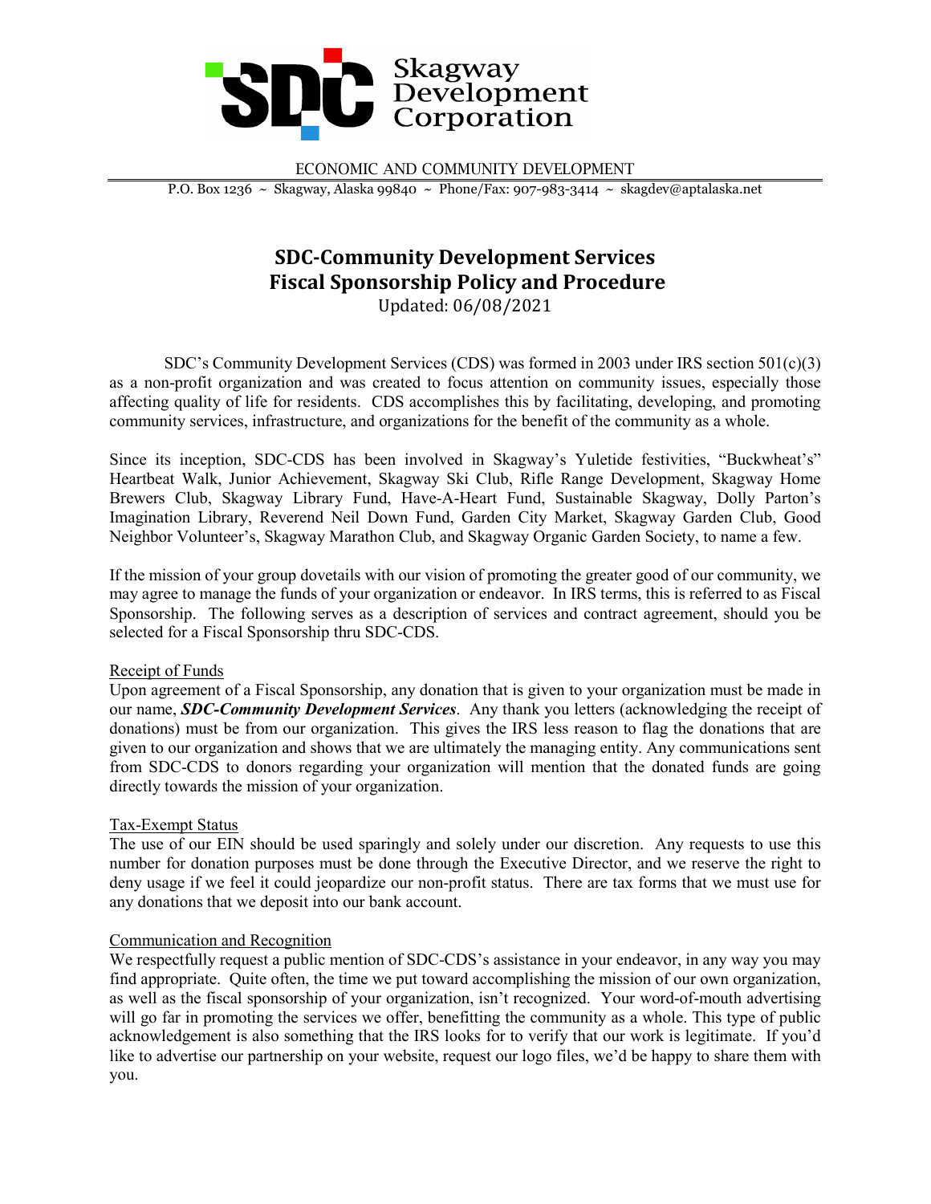Skagway Development Corporation

ECONOMIC AND COMMUNITY DEVELOPMENT

P.O. Box 1236 ~ Skagway, Alaska 99840 ~ Phone/Fax: 907-983-3414 ~ skagdev@aptalaska.net

# SDC-Community Development Services
# Fiscal Sponsorship Policy and Procedure

Updated: 06/08/2021

SDC's Community Development Services (CDS) was formed in 2003 under IRS section 501(c)(3) as a non-profit organization and was created to focus attention on community issues, especially those affecting quality of life for residents. CDS accomplishes this by facilitating, developing, and promoting community services, infrastructure, and organizations for the benefit of the community as a whole.

Since its inception, SDC-CDS has been involved in Skagway's Yuletide festivities, "Buckwheat's" Heartbeat Walk, Junior Achievement, Skagway Ski Club, Rifle Range Development, Skagway Home Brewers Club, Skagway Library Fund, Have-A-Heart Fund, Sustainable Skagway, Dolly Parton's Imagination Library, Reverend Neil Down Fund, Garden City Market, Skagway Garden Club, Good Neighbor Volunteer's, Skagway Marathon Club, and Skagway Organic Garden Society, to name a few.

If the mission of your group dovetails with our vision of promoting the greater good of our community, we may agree to manage the funds of your organization or endeavor. In IRS terms, this is referred to as Fiscal Sponsorship. The following serves as a description of services and contract agreement, should you be selected for a Fiscal Sponsorship thru SDC-CDS.

### Receipt of Funds

Upon agreement of a Fiscal Sponsorship, any donation that is given to your organization must be made in our name, ***SDC-Community Development Services***. Any thank you letters (acknowledging the receipt of donations) must be from our organization. This gives the IRS less reason to flag the donations that are given to our organization and shows that we are ultimately the managing entity. Any communications sent from SDC-CDS to donors regarding your organization will mention that the donated funds are going directly towards the mission of your organization.

### Tax-Exempt Status

The use of our EIN should be used sparingly and solely under our discretion. Any requests to use this number for donation purposes must be done through the Executive Director, and we reserve the right to deny usage if we feel it could jeopardize our non-profit status. There are tax forms that we must use for any donations that we deposit into our bank account.

### Communication and Recognition

We respectfully request a public mention of SDC-CDS's assistance in your endeavor, in any way you may find appropriate. Quite often, the time we put toward accomplishing the mission of our own organization, as well as the fiscal sponsorship of your organization, isn't recognized. Your word-of-mouth advertising will go far in promoting the services we offer, benefitting the community as a whole. This type of public acknowledgement is also something that the IRS looks for to verify that our work is legitimate. If you'd like to advertise our partnership on your website, request our logo files, we'd be happy to share them with you.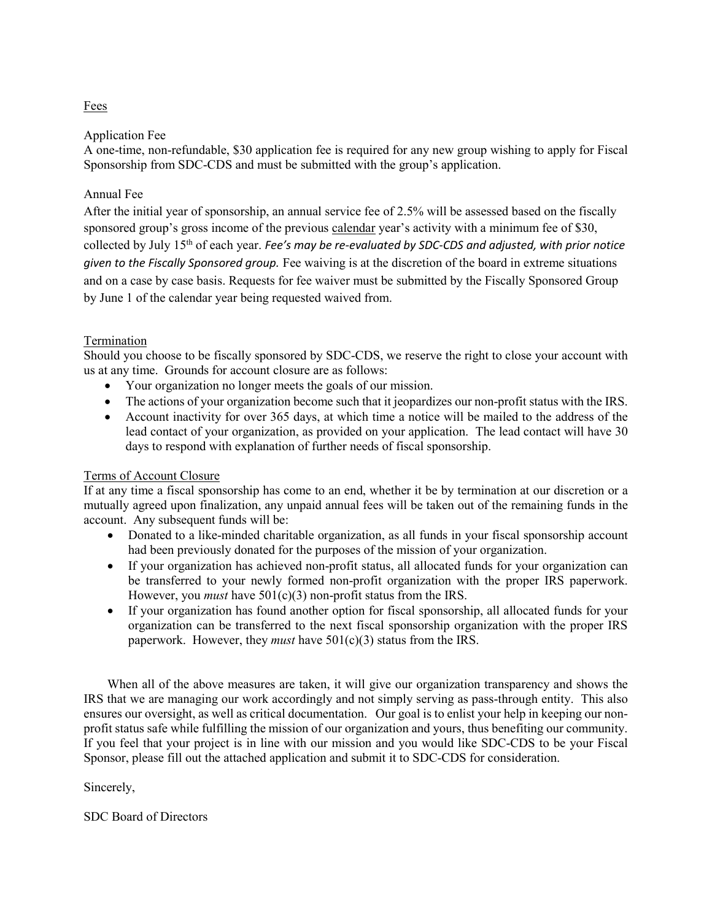## Fees

### Application Fee

A one-time, non-refundable, $30 application fee is required for any new group wishing to apply for Fiscal Sponsorship from SDC-CDS and must be submitted with the group's application.

### Annual Fee

After the initial year of sponsorship, an annual service fee of 2.5% will be assessed based on the fiscally sponsored group's gross income of the previous calendar year's activity with a minimum fee of $30, collected by July 15th of each year. *Fee's may be re-evaluated by SDC-CDS and adjusted, with prior notice given to the Fiscally Sponsored group.* Fee waiving is at the discretion of the board in extreme situations and on a case by case basis. Requests for fee waiver must be submitted by the Fiscally Sponsored Group by June 1 of the calendar year being requested waived from.

## Termination

Should you choose to be fiscally sponsored by SDC-CDS, we reserve the right to close your account with us at any time. Grounds for account closure are as follows:

- Your organization no longer meets the goals of our mission.
- The actions of your organization become such that it jeopardizes our non-profit status with the IRS.
- Account inactivity for over 365 days, at which time a notice will be mailed to the address of the lead contact of your organization, as provided on your application. The lead contact will have 30 days to respond with explanation of further needs of fiscal sponsorship.

## Terms of Account Closure

If at any time a fiscal sponsorship has come to an end, whether it be by termination at our discretion or a mutually agreed upon finalization, any unpaid annual fees will be taken out of the remaining funds in the account. Any subsequent funds will be:

- Donated to a like-minded charitable organization, as all funds in your fiscal sponsorship account had been previously donated for the purposes of the mission of your organization.
- If your organization has achieved non-profit status, all allocated funds for your organization can be transferred to your newly formed non-profit organization with the proper IRS paperwork. However, you *must* have 501(c)(3) non-profit status from the IRS.
- If your organization has found another option for fiscal sponsorship, all allocated funds for your organization can be transferred to the next fiscal sponsorship organization with the proper IRS paperwork. However, they *must* have 501(c)(3) status from the IRS.

When all of the above measures are taken, it will give our organization transparency and shows the IRS that we are managing our work accordingly and not simply serving as pass-through entity. This also ensures our oversight, as well as critical documentation. Our goal is to enlist your help in keeping our non-profit status safe while fulfilling the mission of our organization and yours, thus benefiting our community. If you feel that your project is in line with our mission and you would like SDC-CDS to be your Fiscal Sponsor, please fill out the attached application and submit it to SDC-CDS for consideration.

Sincerely,

SDC Board of Directors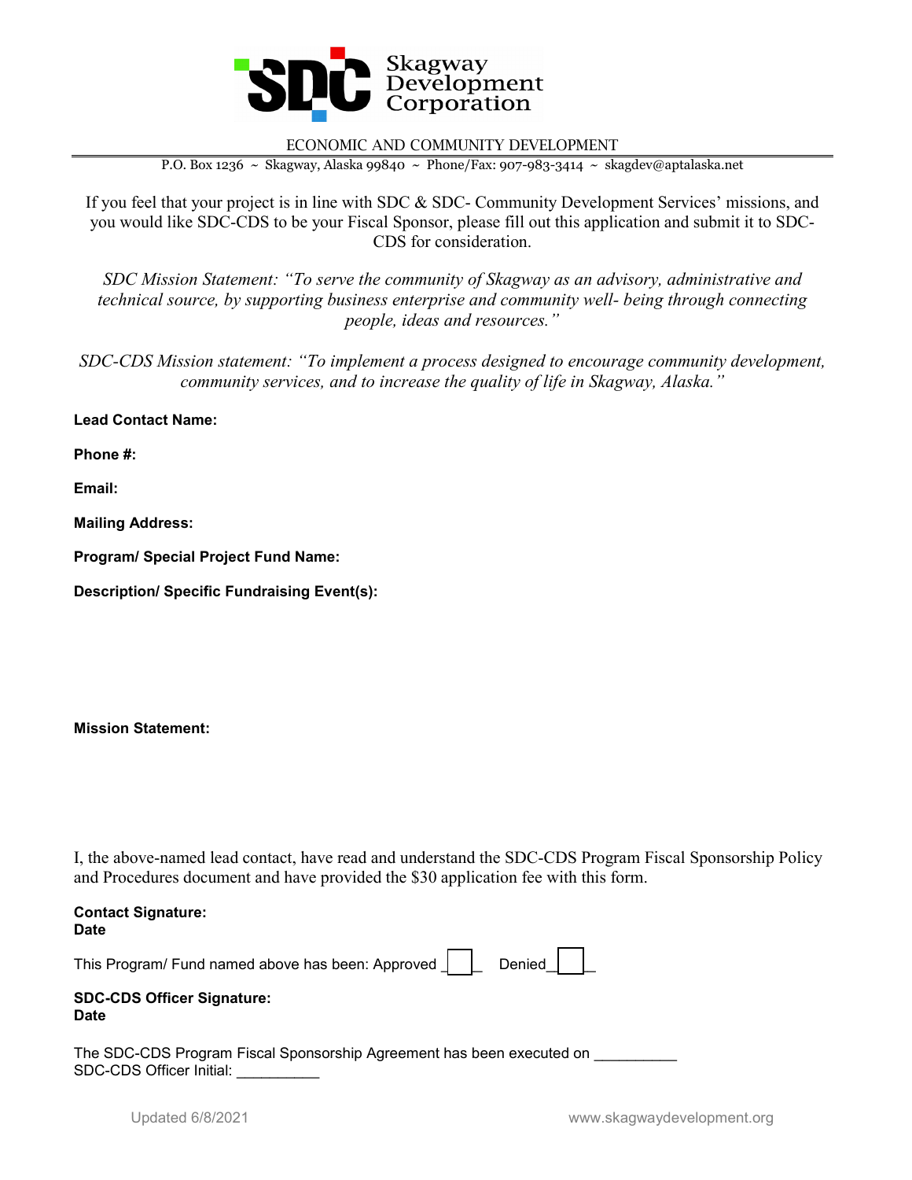Skagway Development Corporation

ECONOMIC AND COMMUNITY DEVELOPMENT

P.O. Box 1236 ~ Skagway, Alaska 99840 ~ Phone/Fax: 907-983-3414 ~ skagdev@aptalaska.net

If you feel that your project is in line with SDC & SDC- Community Development Services' missions, and you would like SDC-CDS to be your Fiscal Sponsor, please fill out this application and submit it to SDC-CDS for consideration.

*SDC Mission Statement: "To serve the community of Skagway as an advisory, administrative and technical source, by supporting business enterprise and community well- being through connecting people, ideas and resources."*

*SDC-CDS Mission statement: "To implement a process designed to encourage community development, community services, and to increase the quality of life in Skagway, Alaska."*

**Lead Contact Name:**

**Phone #:**

**Email:**

**Mailing Address:**

**Program/ Special Project Fund Name:**

**Description/ Specific Fundraising Event(s):**

**Mission Statement:**

I, the above-named lead contact, have read and understand the SDC-CDS Program Fiscal Sponsorship Policy and Procedures document and have provided the $30 application fee with this form.

**Contact Signature:**
**Date**

This Program/ Fund named above has been: Approved ☐ Denied ☐

**SDC-CDS Officer Signature:**
**Date**

The SDC-CDS Program Fiscal Sponsorship Agreement has been executed on __________
SDC-CDS Officer Initial: __________

Updated 6/8/2021

www.skagwaydevelopment.org